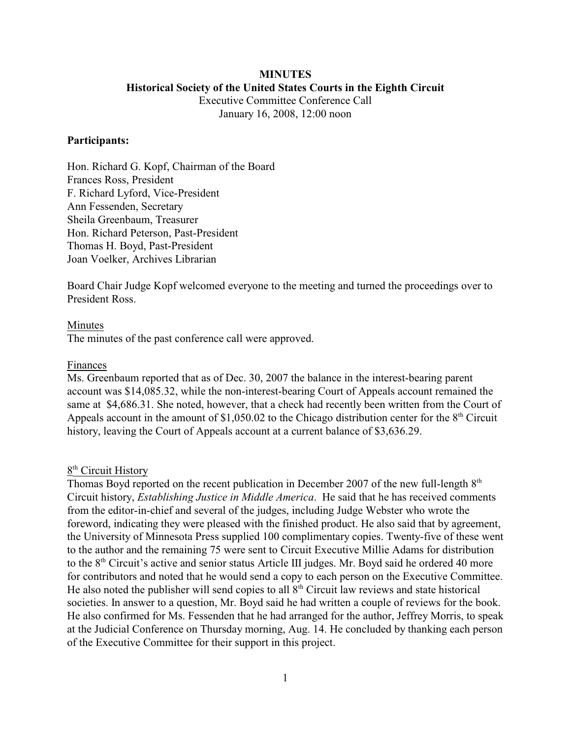**MINUTES**

**Historical Society of the United States Courts in the Eighth Circuit**

Executive Committee Conference Call

January 16, 2008, 12:00 noon

**Participants:**

Hon. Richard G. Kopf, Chairman of the Board
Frances Ross, President
F. Richard Lyford, Vice-President
Ann Fessenden, Secretary
Sheila Greenbaum, Treasurer
Hon. Richard Peterson, Past-President
Thomas H. Boyd, Past-President
Joan Voelker, Archives Librarian

Board Chair Judge Kopf welcomed everyone to the meeting and turned the proceedings over to President Ross.

<u>Minutes</u>

The minutes of the past conference call were approved.

<u>Finances</u>

Ms. Greenbaum reported that as of Dec. 30, 2007 the balance in the interest-bearing parent account was $14,085.32, while the non-interest-bearing Court of Appeals account remained the same at $4,686.31. She noted, however, that a check had recently been written from the Court of Appeals account in the amount of $1,050.02 to the Chicago distribution center for the 8th Circuit history, leaving the Court of Appeals account at a current balance of $3,636.29.

<u>8th Circuit History</u>

Thomas Boyd reported on the recent publication in December 2007 of the new full-length 8th Circuit history, *Establishing Justice in Middle America*. He said that he has received comments from the editor-in-chief and several of the judges, including Judge Webster who wrote the foreword, indicating they were pleased with the finished product. He also said that by agreement, the University of Minnesota Press supplied 100 complimentary copies. Twenty-five of these went to the author and the remaining 75 were sent to Circuit Executive Millie Adams for distribution to the 8th Circuit's active and senior status Article III judges. Mr. Boyd said he ordered 40 more for contributors and noted that he would send a copy to each person on the Executive Committee. He also noted the publisher will send copies to all 8th Circuit law reviews and state historical societies. In answer to a question, Mr. Boyd said he had written a couple of reviews for the book. He also confirmed for Ms. Fessenden that he had arranged for the author, Jeffrey Morris, to speak at the Judicial Conference on Thursday morning, Aug. 14. He concluded by thanking each person of the Executive Committee for their support in this project.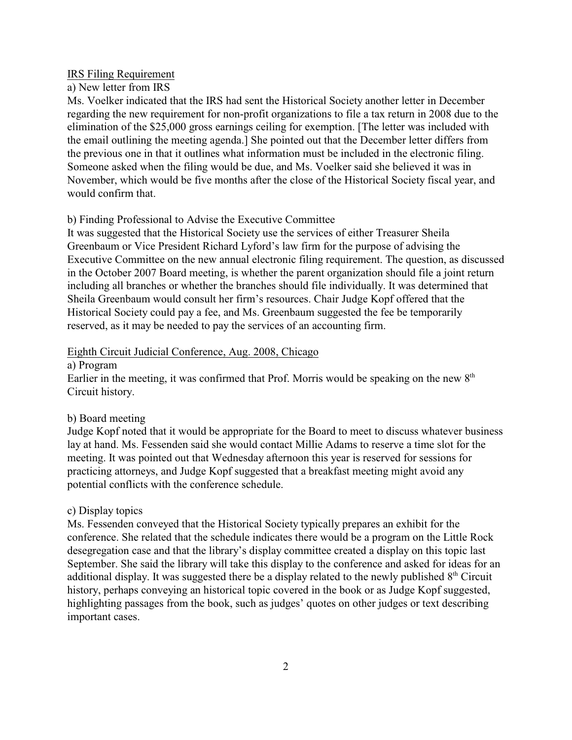## IRS Filing Requirement

a) New letter from IRS

Ms. Voelker indicated that the IRS had sent the Historical Society another letter in December regarding the new requirement for non-profit organizations to file a tax return in 2008 due to the elimination of the $25,000 gross earnings ceiling for exemption. [The letter was included with the email outlining the meeting agenda.] She pointed out that the December letter differs from the previous one in that it outlines what information must be included in the electronic filing. Someone asked when the filing would be due, and Ms. Voelker said she believed it was in November, which would be five months after the close of the Historical Society fiscal year, and would confirm that.

b) Finding Professional to Advise the Executive Committee

It was suggested that the Historical Society use the services of either Treasurer Sheila Greenbaum or Vice President Richard Lyford's law firm for the purpose of advising the Executive Committee on the new annual electronic filing requirement. The question, as discussed in the October 2007 Board meeting, is whether the parent organization should file a joint return including all branches or whether the branches should file individually. It was determined that Sheila Greenbaum would consult her firm's resources. Chair Judge Kopf offered that the Historical Society could pay a fee, and Ms. Greenbaum suggested the fee be temporarily reserved, as it may be needed to pay the services of an accounting firm.

## Eighth Circuit Judicial Conference, Aug. 2008, Chicago

a) Program

Earlier in the meeting, it was confirmed that Prof. Morris would be speaking on the new 8th Circuit history.

b) Board meeting

Judge Kopf noted that it would be appropriate for the Board to meet to discuss whatever business lay at hand. Ms. Fessenden said she would contact Millie Adams to reserve a time slot for the meeting. It was pointed out that Wednesday afternoon this year is reserved for sessions for practicing attorneys, and Judge Kopf suggested that a breakfast meeting might avoid any potential conflicts with the conference schedule.

c) Display topics

Ms. Fessenden conveyed that the Historical Society typically prepares an exhibit for the conference. She related that the schedule indicates there would be a program on the Little Rock desegregation case and that the library's display committee created a display on this topic last September. She said the library will take this display to the conference and asked for ideas for an additional display. It was suggested there be a display related to the newly published 8th Circuit history, perhaps conveying an historical topic covered in the book or as Judge Kopf suggested, highlighting passages from the book, such as judges' quotes on other judges or text describing important cases.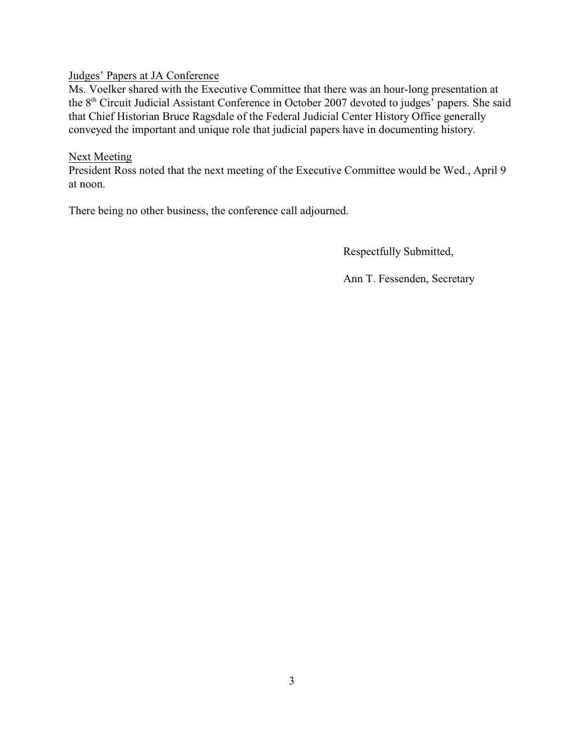Judges' Papers at JA Conference

Ms. Voelker shared with the Executive Committee that there was an hour-long presentation at the 8th Circuit Judicial Assistant Conference in October 2007 devoted to judges' papers. She said that Chief Historian Bruce Ragsdale of the Federal Judicial Center History Office generally conveyed the important and unique role that judicial papers have in documenting history.

Next Meeting

President Ross noted that the next meeting of the Executive Committee would be Wed., April 9 at noon.

There being no other business, the conference call adjourned.

Respectfully Submitted,

Ann T. Fessenden, Secretary